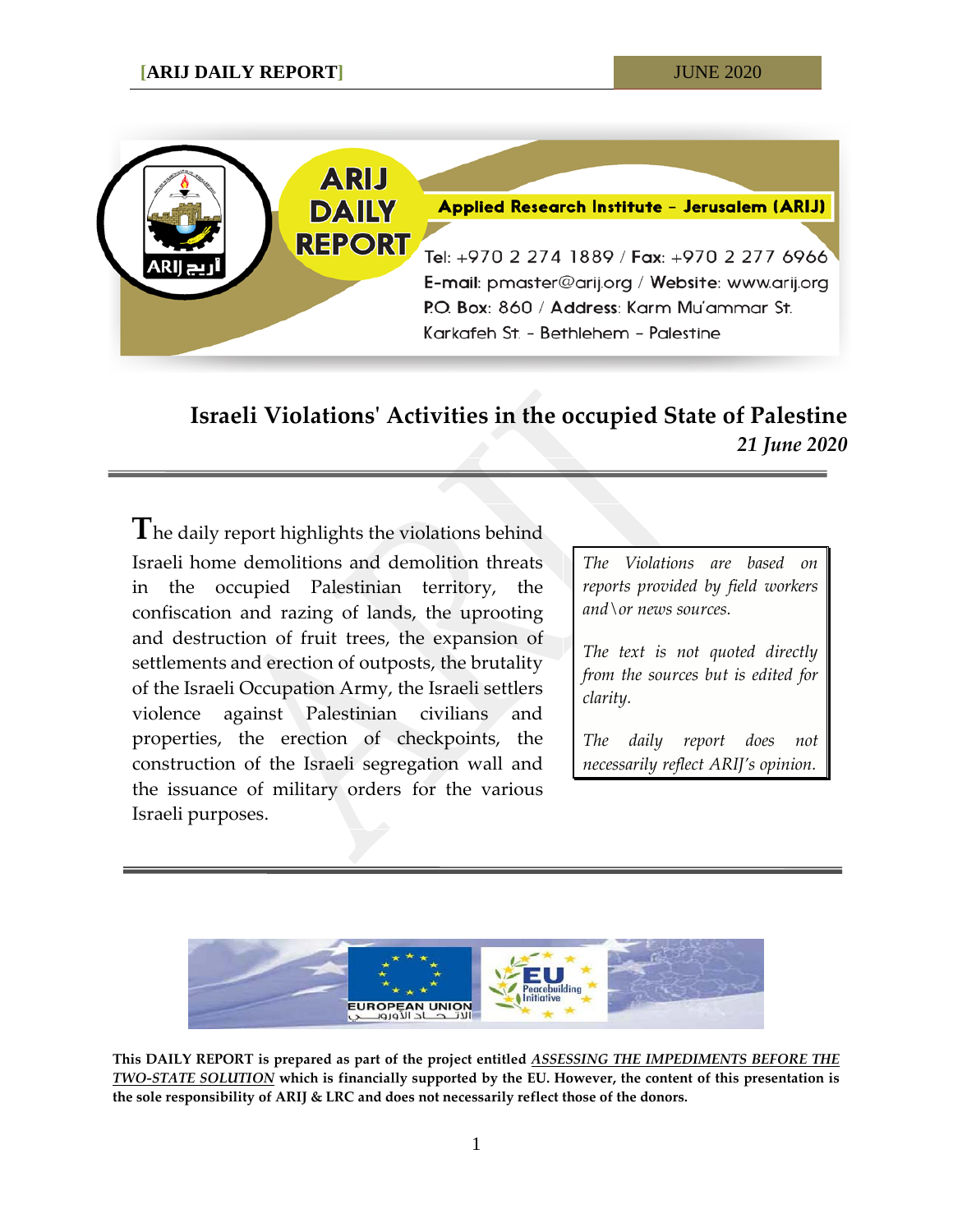**Applied Research Institute - Jerusalem (ARIJ)**

Tel: +970 2 274 1889 / Fax: +970 2 277 6966
E-mail: pmaster@arij.org / Website: www.arij.org
P.O. Box: 860 / Address: Karm Mu'ammar St.
Karkafeh St. - Bethlehem - Palestine

# Israeli Violations' Activities in the occupied State of Palestine

*21 June 2020*

The daily report highlights the violations behind Israeli home demolitions and demolition threats in the occupied Palestinian territory, the confiscation and razing of lands, the uprooting and destruction of fruit trees, the expansion of settlements and erection of outposts, the brutality of the Israeli Occupation Army, the Israeli settlers violence against Palestinian civilians and properties, the erection of checkpoints, the construction of the Israeli segregation wall and the issuance of military orders for the various Israeli purposes.

*The Violations are based on reports provided by field workers and\or news sources.*

*The text is not quoted directly from the sources but is edited for clarity.*

*The daily report does not necessarily reflect ARIJ's opinion.*

**This DAILY REPORT is prepared as part of the project entitled *ASSESSING THE IMPEDIMENTS BEFORE THE TWO-STATE SOLUTION* which is financially supported by the EU. However, the content of this presentation is the sole responsibility of ARIJ & LRC and does not necessarily reflect those of the donors.**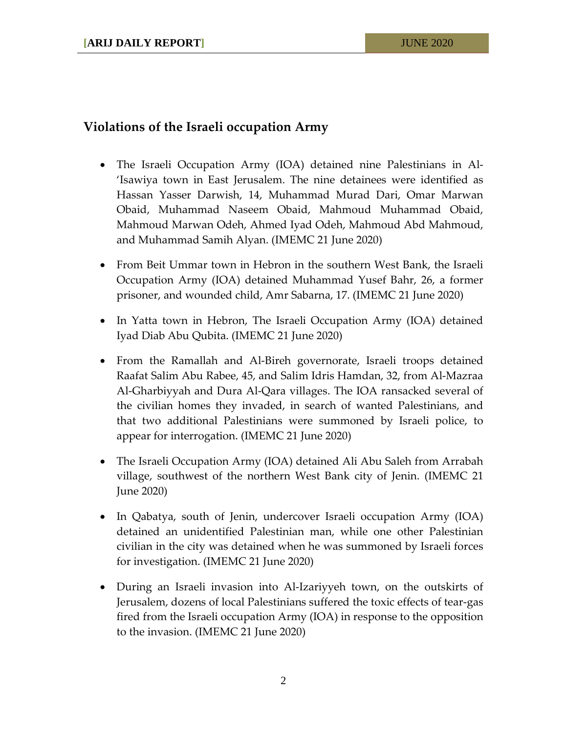## Violations of the Israeli occupation Army

- The Israeli Occupation Army (IOA) detained nine Palestinians in Al-'Isawiya town in East Jerusalem. The nine detainees were identified as Hassan Yasser Darwish, 14, Muhammad Murad Dari, Omar Marwan Obaid, Muhammad Naseem Obaid, Mahmoud Muhammad Obaid, Mahmoud Marwan Odeh, Ahmed Iyad Odeh, Mahmoud Abd Mahmoud, and Muhammad Samih Alyan. (IMEMC 21 June 2020)

- From Beit Ummar town in Hebron in the southern West Bank, the Israeli Occupation Army (IOA) detained Muhammad Yusef Bahr, 26, a former prisoner, and wounded child, Amr Sabarna, 17. (IMEMC 21 June 2020)

- In Yatta town in Hebron, The Israeli Occupation Army (IOA) detained Iyad Diab Abu Qubita. (IMEMC 21 June 2020)

- From the Ramallah and Al-Bireh governorate, Israeli troops detained Raafat Salim Abu Rabee, 45, and Salim Idris Hamdan, 32, from Al-Mazraa Al-Gharbiyyah and Dura Al-Qara villages. The IOA ransacked several of the civilian homes they invaded, in search of wanted Palestinians, and that two additional Palestinians were summoned by Israeli police, to appear for interrogation. (IMEMC 21 June 2020)

- The Israeli Occupation Army (IOA) detained Ali Abu Saleh from Arrabah village, southwest of the northern West Bank city of Jenin. (IMEMC 21 June 2020)

- In Qabatya, south of Jenin, undercover Israeli occupation Army (IOA) detained an unidentified Palestinian man, while one other Palestinian civilian in the city was detained when he was summoned by Israeli forces for investigation. (IMEMC 21 June 2020)

- During an Israeli invasion into Al-Izariyyeh town, on the outskirts of Jerusalem, dozens of local Palestinians suffered the toxic effects of tear-gas fired from the Israeli occupation Army (IOA) in response to the opposition to the invasion. (IMEMC 21 June 2020)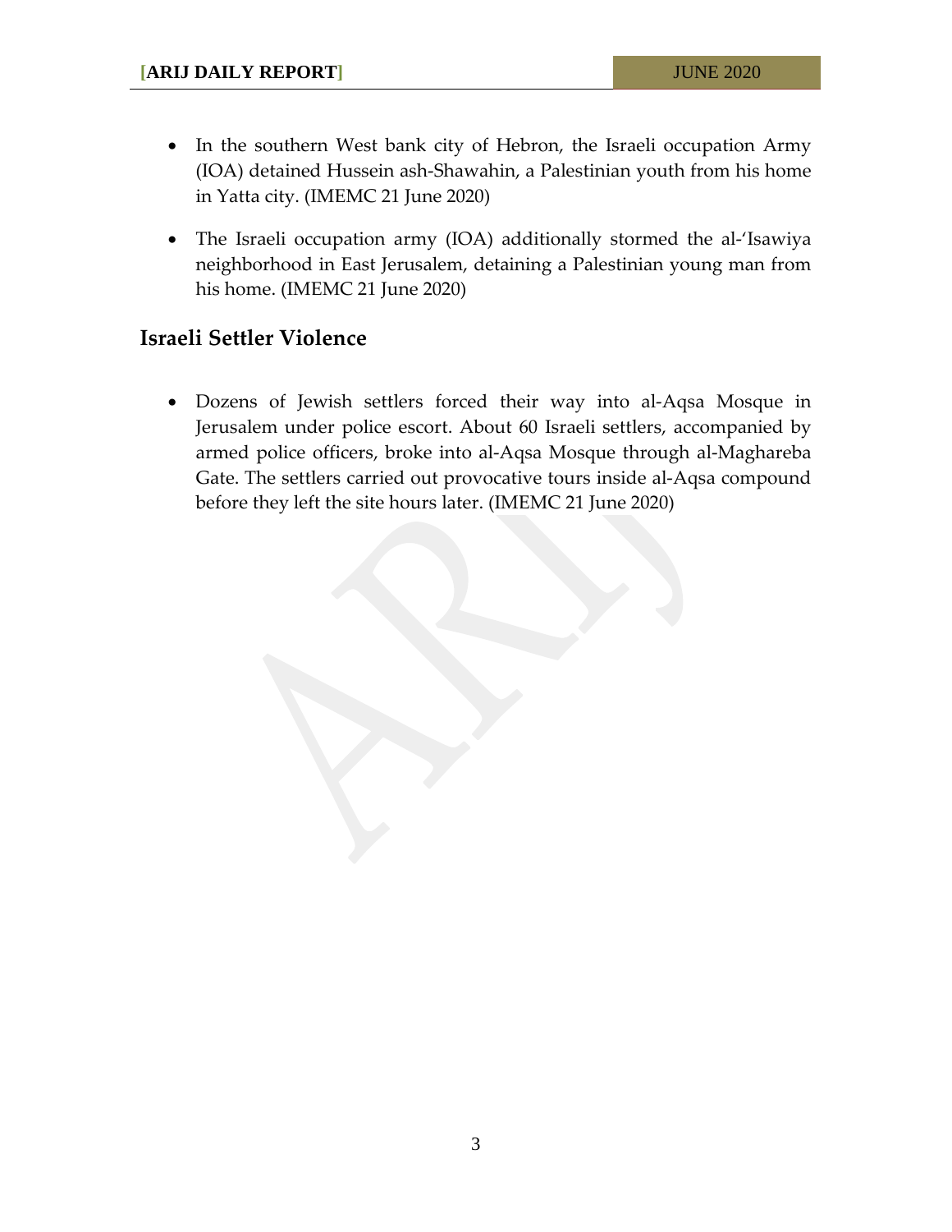- In the southern West bank city of Hebron, the Israeli occupation Army (IOA) detained Hussein ash-Shawahin, a Palestinian youth from his home in Yatta city. (IMEMC 21 June 2020)

- The Israeli occupation army (IOA) additionally stormed the al-'Isawiya neighborhood in East Jerusalem, detaining a Palestinian young man from his home. (IMEMC 21 June 2020)

## Israeli Settler Violence

- Dozens of Jewish settlers forced their way into al-Aqsa Mosque in Jerusalem under police escort. About 60 Israeli settlers, accompanied by armed police officers, broke into al-Aqsa Mosque through al-Maghareba Gate. The settlers carried out provocative tours inside al-Aqsa compound before they left the site hours later. (IMEMC 21 June 2020)